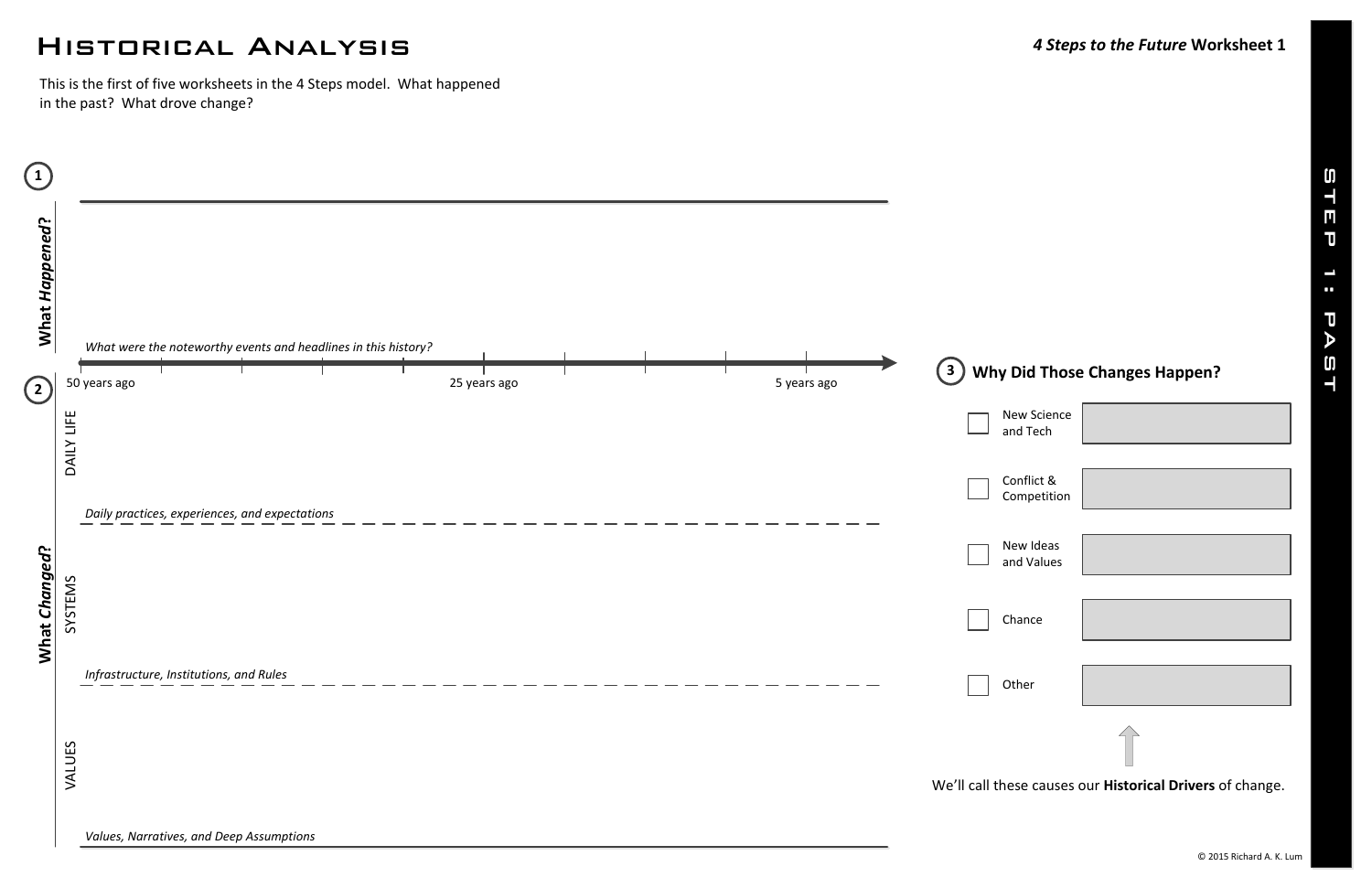# Historical Analysis

**4 Steps to the Future Worksheet 1**

This is the first of five worksheets in the 4 Steps model. What happened in the past? What drove change?

**STEP 1: PAST**

## 1 What *Happened*?

*What were the noteworthy events and headlines in this history?*

50 years ago — 25 years ago — 5 years ago

## 2 What *Changed*?

**DAILY LIFE**

*Daily practices, experiences, and expectations*

**SYSTEMS**

*Infrastructure, Institutions, and Rules*

**VALUES**

*Values, Narratives, and Deep Assumptions*

## 3 Why Did Those Changes Happen?

- [ ] New Science and Tech
- [ ] Conflict & Competition
- [ ] New Ideas and Values
- [ ] Chance
- [ ] Other

We'll call these causes our **Historical Drivers** of change.

© 2015 Richard A. K. Lum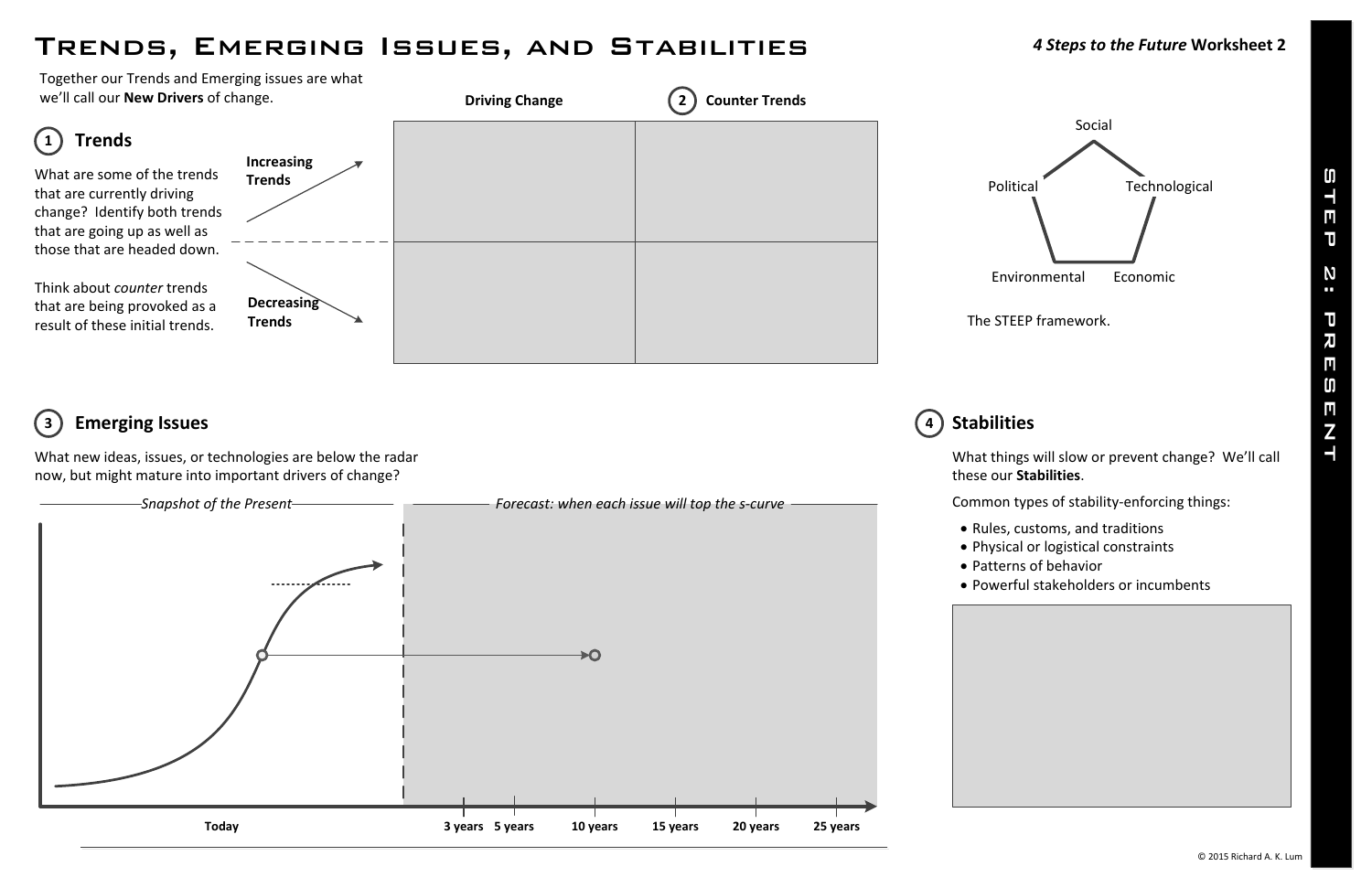# Trends, Emerging Issues, and Stabilities

***4 Steps to the Future* Worksheet 2**

**STEP 2: PRESENT**

Together our Trends and Emerging issues are what we'll call our **New Drivers** of change.

## 1 Trends

What are some of the trends that are currently driving change? Identify both trends that are going up as well as those that are headed down.

Think about *counter* trends that are being provoked as a result of these initial trends.

| | Driving Change | 2 Counter Trends |
| --- | --- | --- |
| **Increasing Trends** | | |
| **Decreasing Trends** | | |

Social

Political

Technological

Environmental

Economic

The STEEP framework.

## 3 Emerging Issues

What new ideas, issues, or technologies are below the radar now, but might mature into important drivers of change?

*Snapshot of the Present*

*Forecast: when each issue will top the s-curve*

Today

3 years 5 years 10 years 15 years 20 years 25 years

## 4 Stabilities

What things will slow or prevent change? We'll call these our **Stabilities**.

Common types of stability-enforcing things:

- Rules, customs, and traditions
- Physical or logistical constraints
- Patterns of behavior
- Powerful stakeholders or incumbents

© 2015 Richard A. K. Lum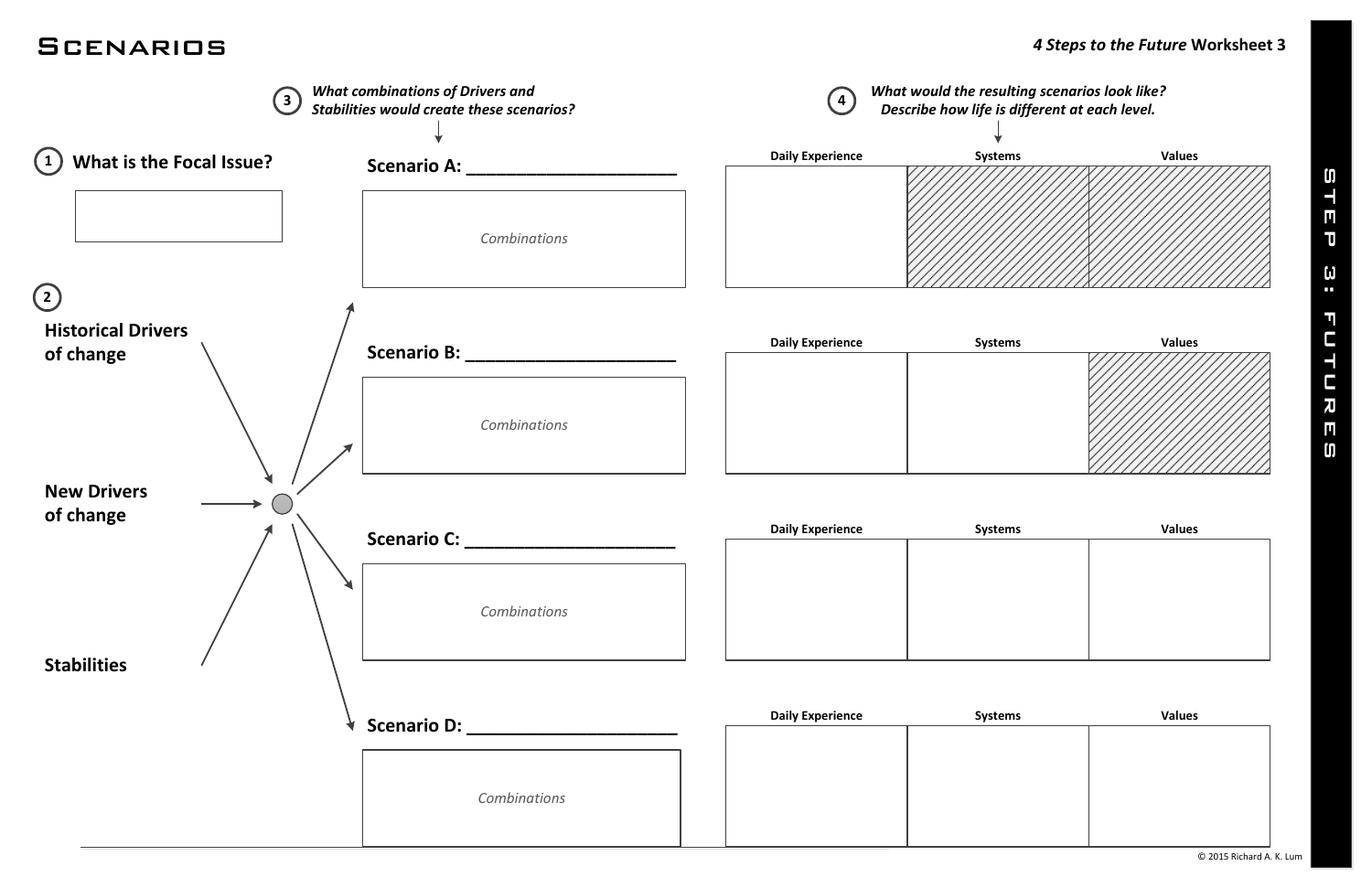# Scenarios

*4 Steps to the Future* **Worksheet 3**

**STEP 3: FUTURES**

**1 What is the Focal Issue?**

**2**

**Historical Drivers of change**

**New Drivers of change**

**Stabilities**

**3** ***What combinations of Drivers and Stabilities would create these scenarios?***

**4** ***What would the resulting scenarios look like? Describe how life is different at each level.***

**Scenario A: ______________________**

*Combinations*

| Daily Experience | Systems | Values |
|---|---|---|
| | | |

**Scenario B: ______________________**

*Combinations*

| Daily Experience | Systems | Values |
|---|---|---|
| | | |

**Scenario C: ______________________**

*Combinations*

| Daily Experience | Systems | Values |
|---|---|---|
| | | |

**Scenario D: ______________________**

*Combinations*

| Daily Experience | Systems | Values |
|---|---|---|
| | | |

© 2015 Richard A. K. Lum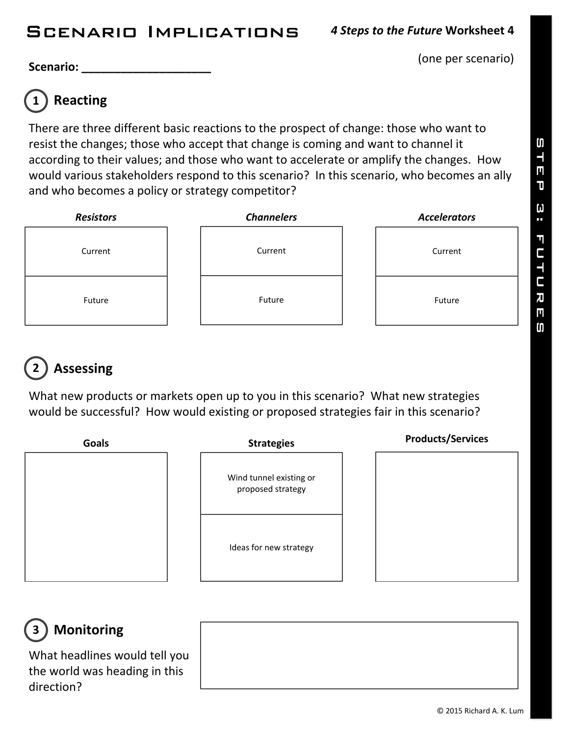# Scenario Implications

***4 Steps to the Future*** **Worksheet 4**

(one per scenario)

**Scenario: ____________________**

## 1 Reacting

There are three different basic reactions to the prospect of change: those who want to resist the changes; those who accept that change is coming and want to channel it according to their values; and those who want to accelerate or amplify the changes. How would various stakeholders respond to this scenario? In this scenario, who becomes an ally and who becomes a policy or strategy competitor?

| *Resistors* | *Channelers* | *Accelerators* |
|---|---|---|
| Current | Current | Current |
| Future | Future | Future |

## 2 Assessing

What new products or markets open up to you in this scenario? What new strategies would be successful? How would existing or proposed strategies fair in this scenario?

| **Goals** | **Strategies** | **Products/Services** |
|---|---|---|
| | Wind tunnel existing or proposed strategy | |
| | Ideas for new strategy | |

## 3 Monitoring

What headlines would tell you the world was heading in this direction?

STEP 3: FUTURES

© 2015 Richard A. K. Lum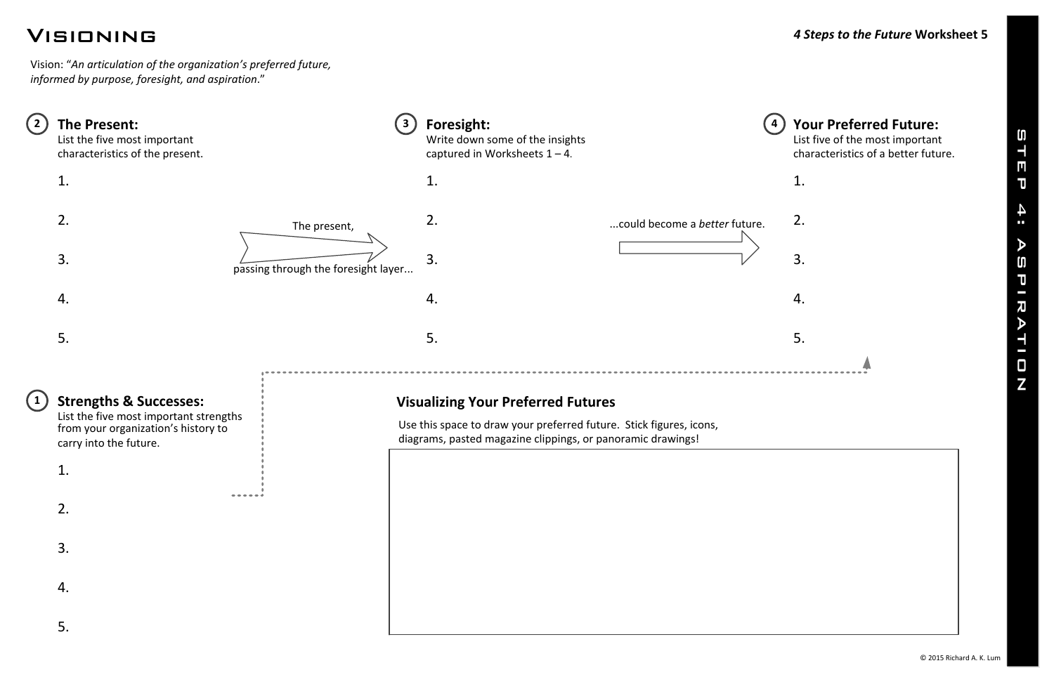# Visioning

*4 Steps to the Future* **Worksheet 5**

Vision: "*An articulation of the organization's preferred future, informed by purpose, foresight, and aspiration*."

## ② The Present:

List the five most important characteristics of the present.

1.
2.
3.
4.
5.

The present, passing through the foresight layer...

## ③ Foresight:

Write down some of the insights captured in Worksheets 1 – 4.

1.
2.
3.
4.
5.

...could become a *better* future.

## ④ Your Preferred Future:

List five of the most important characteristics of a better future.

1.
2.
3.
4.
5.

## ① Strengths & Successes:

List the five most important strengths from your organization's history to carry into the future.

1.
2.
3.
4.
5.

## Visualizing Your Preferred Futures

Use this space to draw your preferred future. Stick figures, icons, diagrams, pasted magazine clippings, or panoramic drawings!

**STEP 4: ASPIRATION**

© 2015 Richard A. K. Lum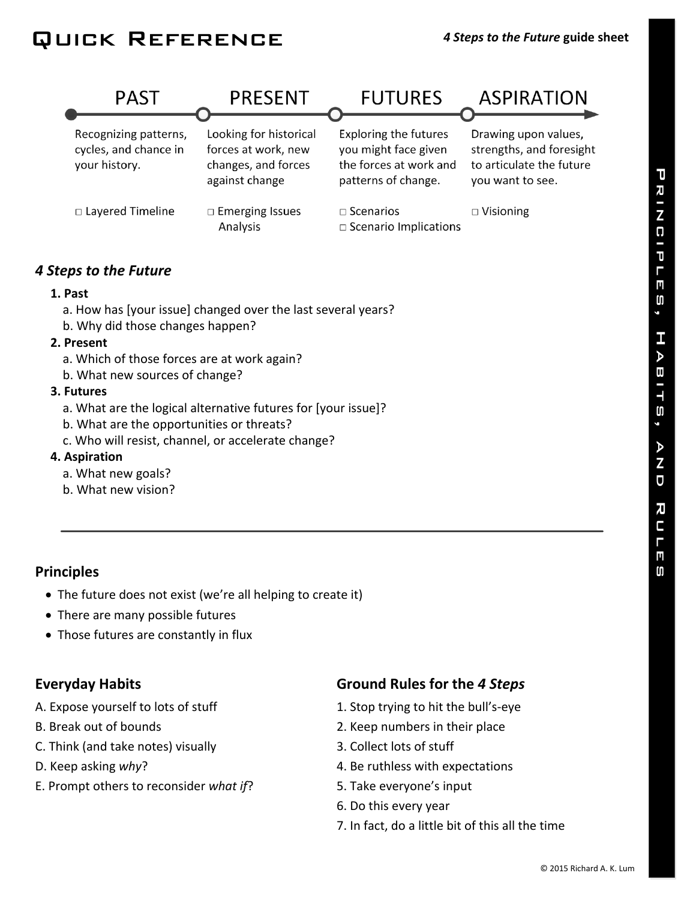# Quick Reference

*4 Steps to the Future* **guide sheet**

| PAST | PRESENT | FUTURES | ASPIRATION |
| --- | --- | --- | --- |
| Recognizing patterns, cycles, and chance in your history. | Looking for historical forces at work, new changes, and forces against change | Exploring the futures you might face given the forces at work and patterns of change. | Drawing upon values, strengths, and foresight to articulate the future you want to see. |
| □ Layered Timeline | □ Emerging Issues Analysis | □ Scenarios<br>□ Scenario Implications | □ Visioning |

## *4 Steps to the Future*

**1. Past**
- a. How has [your issue] changed over the last several years?
- b. Why did those changes happen?

**2. Present**
- a. Which of those forces are at work again?
- b. What new sources of change?

**3. Futures**
- a. What are the logical alternative futures for [your issue]?
- b. What are the opportunities or threats?
- c. Who will resist, channel, or accelerate change?

**4. Aspiration**
- a. What new goals?
- b. What new vision?

---

## Principles

- The future does not exist (we're all helping to create it)
- There are many possible futures
- Those futures are constantly in flux

## Everyday Habits

A. Expose yourself to lots of stuff
B. Break out of bounds
C. Think (and take notes) visually
D. Keep asking *why*?
E. Prompt others to reconsider *what if*?

## Ground Rules for the *4 Steps*

1. Stop trying to hit the bull's-eye
2. Keep numbers in their place
3. Collect lots of stuff
4. Be ruthless with expectations
5. Take everyone's input
6. Do this every year
7. In fact, do a little bit of this all the time

Principles, Habits, and Rules

© 2015 Richard A. K. Lum